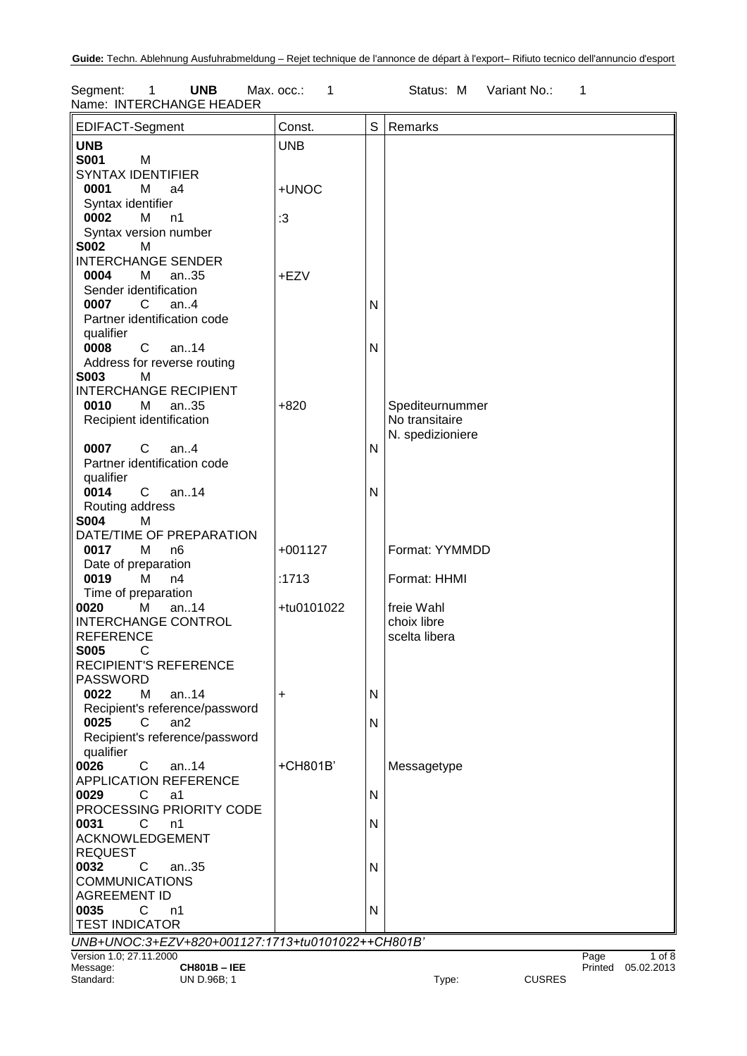Segment: 1 **UNB** Max. occ.: 1 Status: M Variant No.: 1
Name: INTERCHANGE HEADER

| EDIFACT-Segment | Const. | S | Remarks |
|---|---|---|---|
| **UNB** | UNB | | |
| **S001** M SYNTAX IDENTIFIER | | | |
| **0001** M a4 Syntax identifier | +UNOC | | |
| **0002** M n1 Syntax version number | :3 | | |
| **S002** M INTERCHANGE SENDER | | | |
| **0004** M an..35 Sender identification | +EZV | | |
| **0007** C an..4 Partner identification code qualifier | | N | |
| **0008** C an..14 Address for reverse routing | | N | |
| **S003** M INTERCHANGE RECIPIENT | | | |
| **0010** M an..35 Recipient identification | +820 | | Spediteurnummer<br>No transitaire<br>N. spedizioniere |
| **0007** C an..4 Partner identification code qualifier | | N | |
| **0014** C an..14 Routing address | | N | |
| **S004** M DATE/TIME OF PREPARATION | | | |
| **0017** M n6 Date of preparation | +001127 | | Format: YYMMDD |
| **0019** M n4 Time of preparation | :1713 | | Format: HHMI |
| **0020** M an..14 INTERCHANGE CONTROL REFERENCE | +tu0101022 | | freie Wahl<br>choix libre<br>scelta libera |
| **S005** C RECIPIENT'S REFERENCE PASSWORD | | | |
| **0022** M an..14 Recipient's reference/password | + | N | |
| **0025** C an2 Recipient's reference/password qualifier | | N | |
| **0026** C an..14 APPLICATION REFERENCE | +CH801B' | | Messagetype |
| **0029** C a1 PROCESSING PRIORITY CODE | | N | |
| **0031** C n1 ACKNOWLEDGEMENT REQUEST | | N | |
| **0032** C an..35 COMMUNICATIONS AGREEMENT ID | | N | |
| **0035** C n1 TEST INDICATOR | | N | |

*UNB+UNOC:3+EZV+820+001127:1713+tu0101022++CH801B'*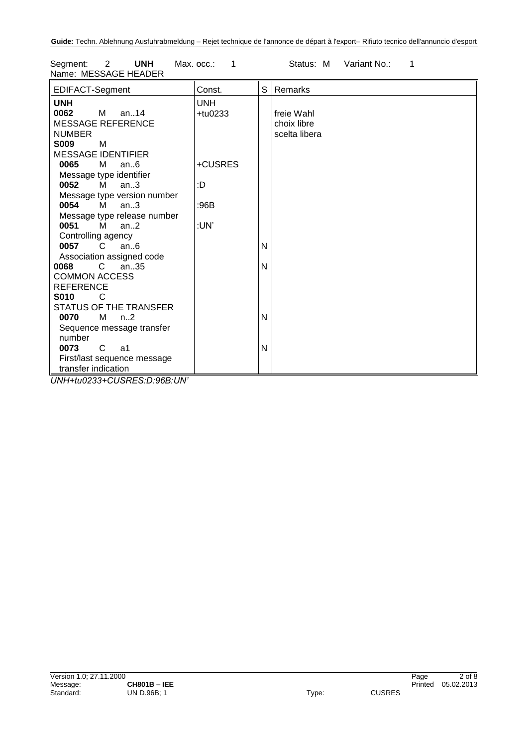Segment: 2 **UNH** Max. occ.: 1 Status: M Variant No.: 1
Name: MESSAGE HEADER

| EDIFACT-Segment | Const. | S | Remarks |
|---|---|---|---|
| **UNH** | UNH | | |
| **0062** M an..14 MESSAGE REFERENCE NUMBER | +tu0233 | | freie Wahl choix libre scelta libera |
| **S009** M MESSAGE IDENTIFIER | | | |
| **0065** M an..6 Message type identifier | +CUSRES | | |
| **0052** M an..3 Message type version number | :D | | |
| **0054** M an..3 Message type release number | :96B | | |
| **0051** M an..2 Controlling agency | :UN' | | |
| **0057** C an..6 Association assigned code | | N | |
| **0068** C an..35 COMMON ACCESS REFERENCE | | N | |
| **S010** C STATUS OF THE TRANSFER | | | |
| **0070** M n..2 Sequence message transfer number | | N | |
| **0073** C a1 First/last sequence message transfer indication | | N | |

*UNH+tu0233+CUSRES:D:96B:UN'*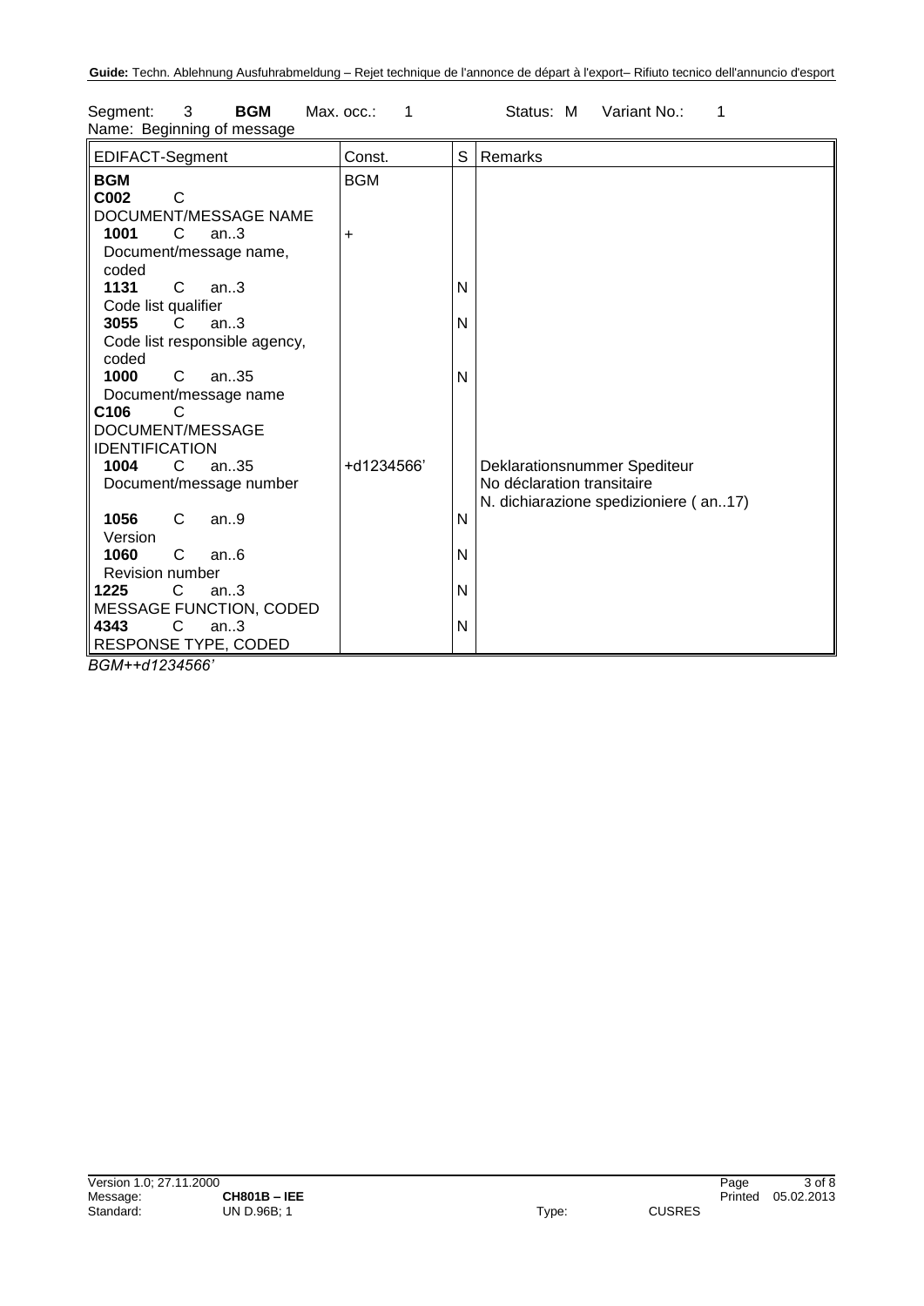Segment: 3 **BGM** Max. occ.: 1 Status: M Variant No.: 1
Name: Beginning of message

| EDIFACT-Segment | Const. | S | Remarks |
|---|---|---|---|
| **BGM** | BGM | | |
| **C002** C<br>DOCUMENT/MESSAGE NAME | | | |
| **1001** C an..3<br>Document/message name, coded | + | | |
| **1131** C an..3<br>Code list qualifier | | N | |
| **3055** C an..3<br>Code list responsible agency, coded | | N | |
| **1000** C an..35<br>Document/message name | | N | |
| **C106** C<br>DOCUMENT/MESSAGE IDENTIFICATION | | | |
| **1004** C an..35<br>Document/message number | +d1234566' | | Deklarationsnummer Spediteur<br>No déclaration transitaire<br>N. dichiarazione spedizioniere ( an..17) |
| **1056** C an..9<br>Version | | N | |
| **1060** C an..6<br>Revision number | | N | |
| **1225** C an..3<br>MESSAGE FUNCTION, CODED | | N | |
| **4343** C an..3<br>RESPONSE TYPE, CODED | | N | |

*BGM++d1234566'*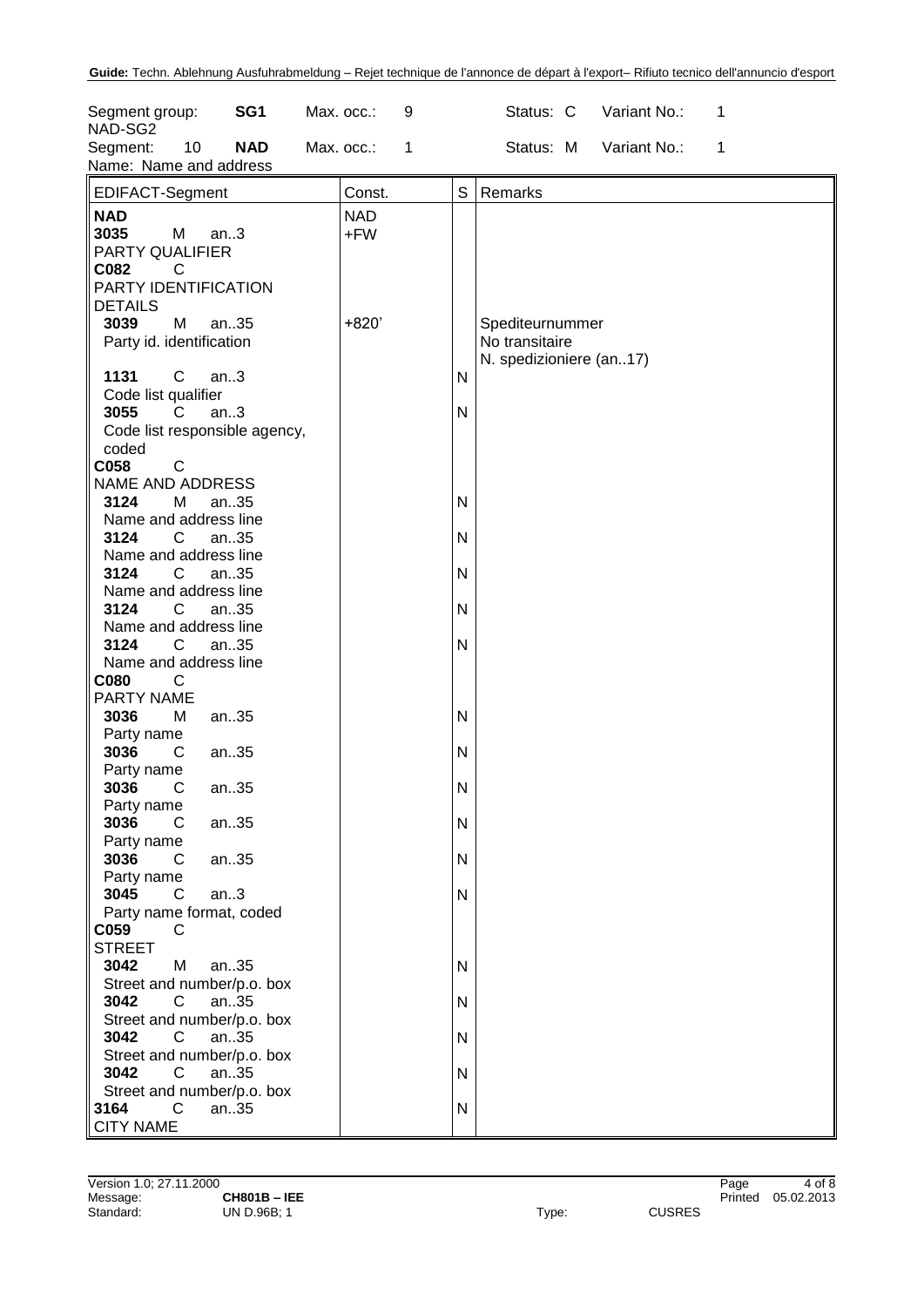| Segment group: NAD-SG2 | SG1 | Max. occ.: | 9 | Status: C | Variant No.: | 1 |
|---|---|---|---|---|---|---|
| Segment: 10 | NAD | Max. occ.: | 1 | Status: M | Variant No.: | 1 |

Name: Name and address

| EDIFACT-Segment | Const. | S | Remarks |
|---|---|---|---|
| **NAD** | NAD | | |
| **3035** M an..3 PARTY QUALIFIER | +FW | | |
| **C082** C PARTY IDENTIFICATION DETAILS | | | |
| **3039** M an..35 Party id. identification | +820' | | Spediteurnummer<br>No transitaire<br>N. spedizioniere (an..17) |
| **1131** C an..3 Code list qualifier | | N | |
| **3055** C an..3 Code list responsible agency, coded | | N | |
| **C058** C NAME AND ADDRESS | | | |
| **3124** M an..35 Name and address line | | N | |
| **3124** C an..35 Name and address line | | N | |
| **3124** C an..35 Name and address line | | N | |
| **3124** C an..35 Name and address line | | N | |
| **3124** C an..35 Name and address line | | N | |
| **C080** C PARTY NAME | | | |
| **3036** M an..35 Party name | | N | |
| **3036** C an..35 Party name | | N | |
| **3036** C an..35 Party name | | N | |
| **3036** C an..35 Party name | | N | |
| **3036** C an..35 Party name | | N | |
| **3045** C an..3 Party name format, coded | | N | |
| **C059** C STREET | | | |
| **3042** M an..35 Street and number/p.o. box | | N | |
| **3042** C an..35 Street and number/p.o. box | | N | |
| **3042** C an..35 Street and number/p.o. box | | N | |
| **3042** C an..35 Street and number/p.o. box | | N | |
| **3164** C an..35 CITY NAME | | N | |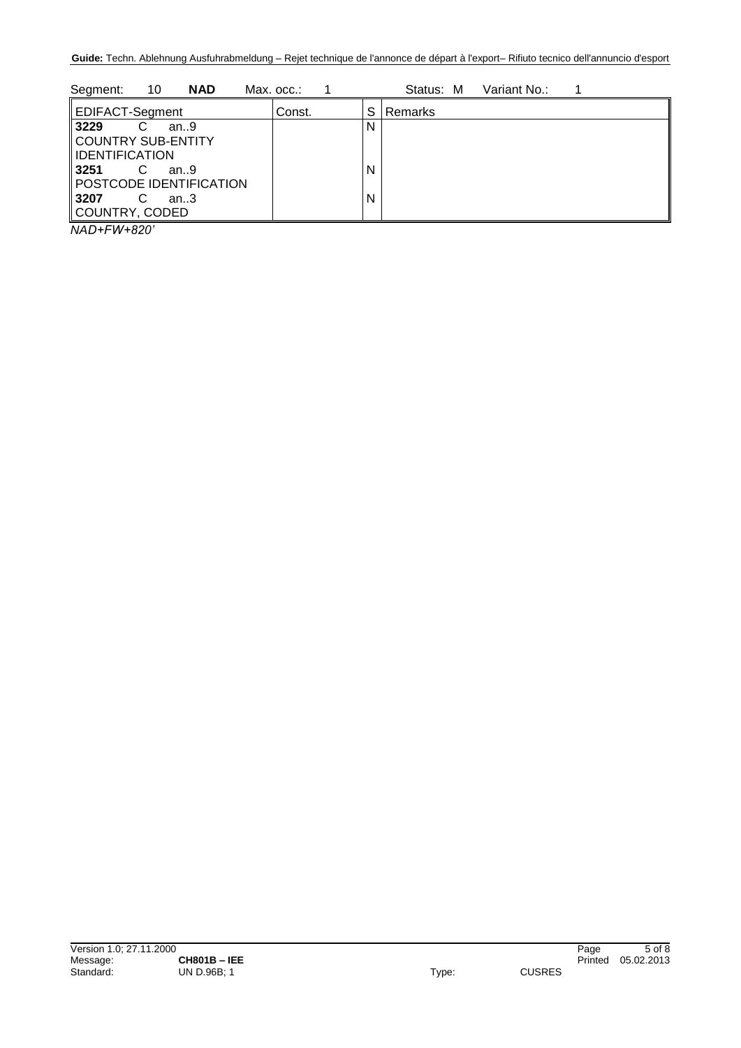Segment: 10 **NAD** Max. occ.: 1 Status: M Variant No.: 1

| EDIFACT-Segment | Const. | S | Remarks |
|---|---|---|---|
| **3229** C an..9<br>COUNTRY SUB-ENTITY IDENTIFICATION | | N | |
| **3251** C an..9<br>POSTCODE IDENTIFICATION | | N | |
| **3207** C an..3<br>COUNTRY, CODED | | N | |

*NAD+FW+820'*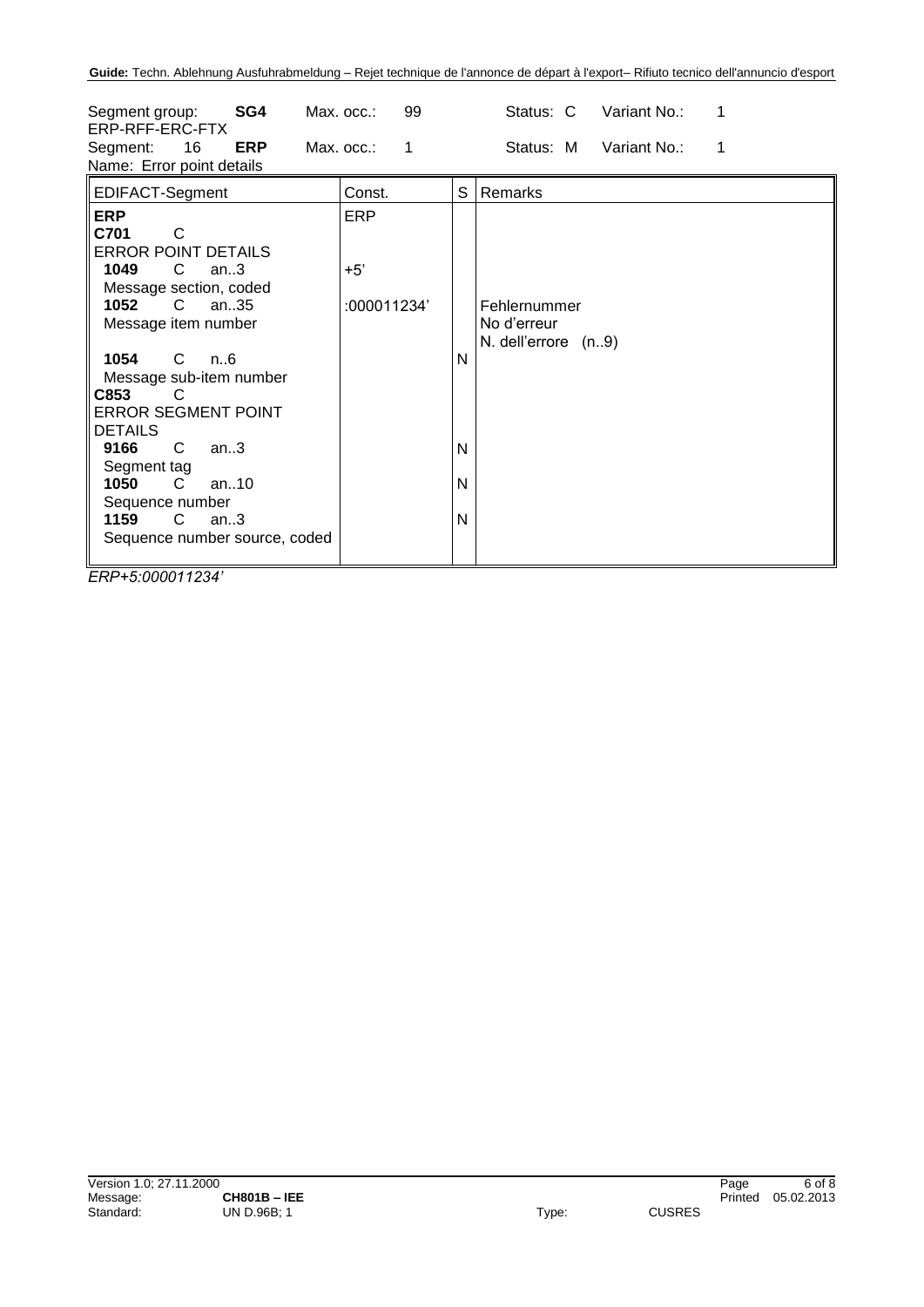| Segment group: | SG4 | Max. occ.: | 99 | Status: C | Variant No.: | 1 |
|---|---|---|---|---|---|---|
| ERP-RFF-ERC-FTX | | | | | | |
| Segment: 16 | ERP | Max. occ.: | 1 | Status: M | Variant No.: | 1 |
| Name: Error point details | | | | | | |

| EDIFACT-Segment | Const. | S | Remarks |
|---|---|---|---|
| **ERP** | ERP | | |
| **C701** C<br>ERROR POINT DETAILS | | | |
| **1049** C an..3<br>Message section, coded | +5' | | |
| **1052** C an..35<br>Message item number | :000011234' | | Fehlernummer<br>No d'erreur<br>N. dell'errore (n..9) |
| **1054** C n..6<br>Message sub-item number | | N | |
| **C853** C<br>ERROR SEGMENT POINT DETAILS | | | |
| **9166** C an..3<br>Segment tag | | N | |
| **1050** C an..10<br>Sequence number | | N | |
| **1159** C an..3<br>Sequence number source, coded | | N | |

*ERP+5:000011234'*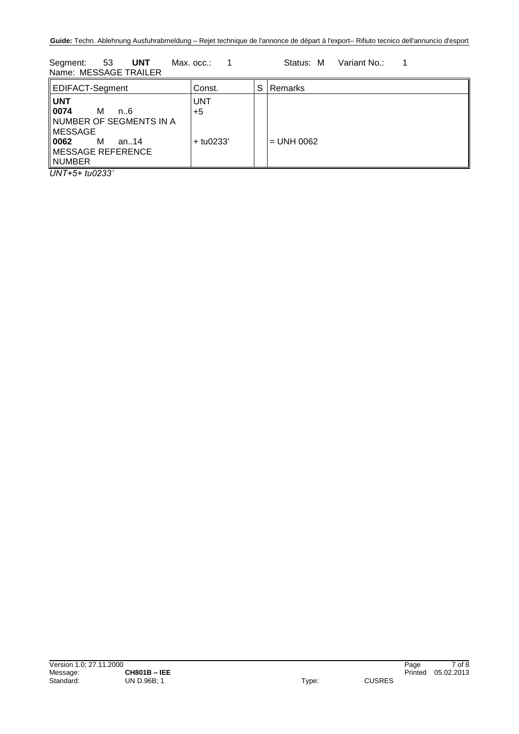Segment: 53 **UNT** Max. occ.: 1 Status: M Variant No.: 1
Name: MESSAGE TRAILER

| EDIFACT-Segment | Const. | S | Remarks |
|---|---|---|---|
| **UNT** | UNT | | |
| **0074** M n..6 NUMBER OF SEGMENTS IN A MESSAGE | +5 | | |
| **0062** M an..14 MESSAGE REFERENCE NUMBER | + tu0233' | | = UNH 0062 |

*UNT+5+ tu0233'*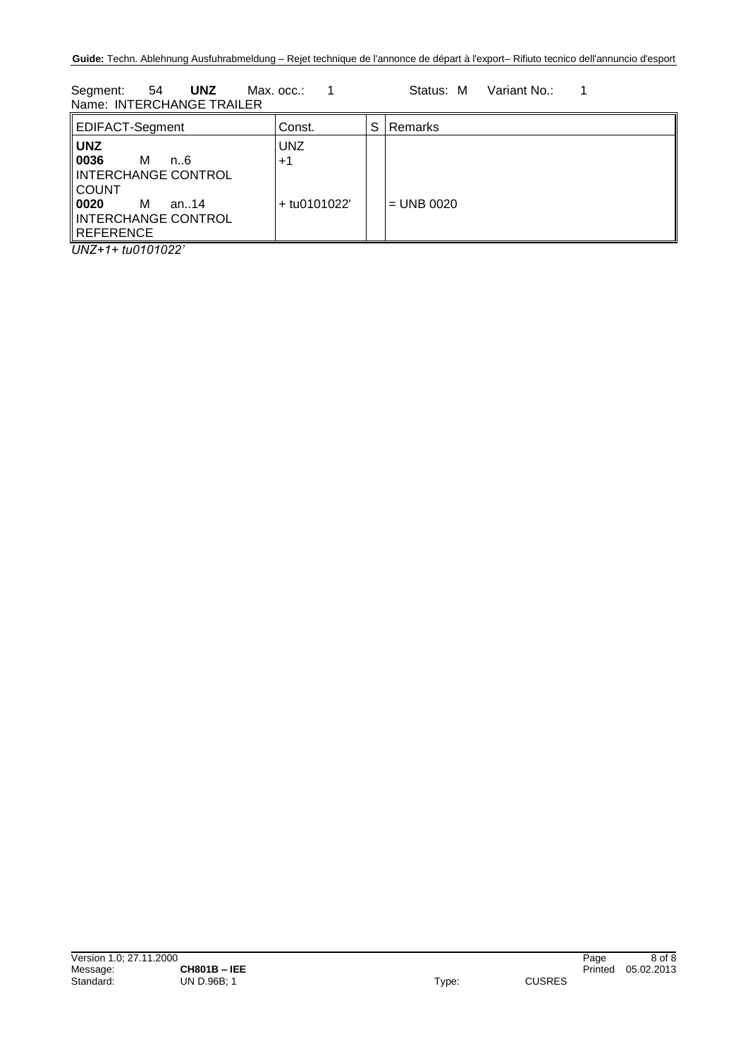Segment: 54 **UNZ** Max. occ.: 1 Status: M Variant No.: 1
Name: INTERCHANGE TRAILER

| EDIFACT-Segment | Const. | S | Remarks |
| --- | --- | --- | --- |
| **UNZ** | UNZ | | |
| **0036** M n..6 INTERCHANGE CONTROL COUNT | +1 | | |
| **0020** M an..14 INTERCHANGE CONTROL REFERENCE | + tu0101022' | | = UNB 0020 |

*UNZ+1+ tu0101022'*